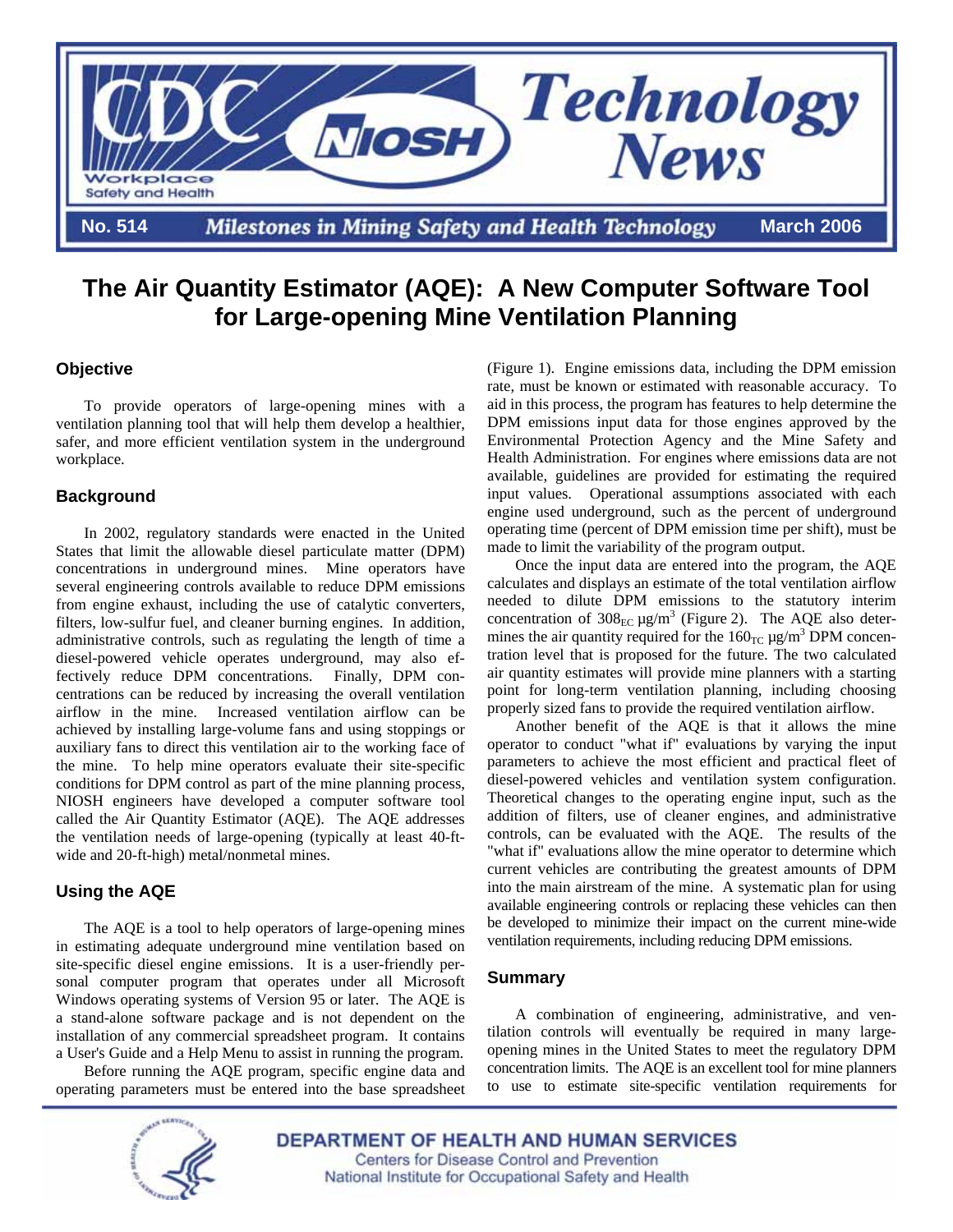# CDC NIOSH Technology News

**No. 514** — *Milestones in Mining Safety and Health Technology* — **March 2006**

# The Air Quantity Estimator (AQE): A New Computer Software Tool for Large-opening Mine Ventilation Planning

## Objective

To provide operators of large-opening mines with a ventilation planning tool that will help them develop a healthier, safer, and more efficient ventilation system in the underground workplace.

## Background

In 2002, regulatory standards were enacted in the United States that limit the allowable diesel particulate matter (DPM) concentrations in underground mines. Mine operators have several engineering controls available to reduce DPM emissions from engine exhaust, including the use of catalytic converters, filters, low-sulfur fuel, and cleaner burning engines. In addition, administrative controls, such as regulating the length of time a diesel-powered vehicle operates underground, may also effectively reduce DPM concentrations. Finally, DPM concentrations can be reduced by increasing the overall ventilation airflow in the mine. Increased ventilation airflow can be achieved by installing large-volume fans and using stoppings or auxiliary fans to direct this ventilation air to the working face of the mine. To help mine operators evaluate their site-specific conditions for DPM control as part of the mine planning process, NIOSH engineers have developed a computer software tool called the Air Quantity Estimator (AQE). The AQE addresses the ventilation needs of large-opening (typically at least 40-ft-wide and 20-ft-high) metal/nonmetal mines.

## Using the AQE

The AQE is a tool to help operators of large-opening mines in estimating adequate underground mine ventilation based on site-specific diesel engine emissions. It is a user-friendly personal computer program that operates under all Microsoft Windows operating systems of Version 95 or later. The AQE is a stand-alone software package and is not dependent on the installation of any commercial spreadsheet program. It contains a User's Guide and a Help Menu to assist in running the program.

Before running the AQE program, specific engine data and operating parameters must be entered into the base spreadsheet (Figure 1). Engine emissions data, including the DPM emission rate, must be known or estimated with reasonable accuracy. To aid in this process, the program has features to help determine the DPM emissions input data for those engines approved by the Environmental Protection Agency and the Mine Safety and Health Administration. For engines where emissions data are not available, guidelines are provided for estimating the required input values. Operational assumptions associated with each engine used underground, such as the percent of underground operating time (percent of DPM emission time per shift), must be made to limit the variability of the program output.

Once the input data are entered into the program, the AQE calculates and displays an estimate of the total ventilation airflow needed to dilute DPM emissions to the statutory interim concentration of $308_{EC}$ µg/m$^3$ (Figure 2). The AQE also determines the air quantity required for the $160_{TC}$ µg/m$^3$ DPM concentration level that is proposed for the future. The two calculated air quantity estimates will provide mine planners with a starting point for long-term ventilation planning, including choosing properly sized fans to provide the required ventilation airflow.

Another benefit of the AQE is that it allows the mine operator to conduct "what if" evaluations by varying the input parameters to achieve the most efficient and practical fleet of diesel-powered vehicles and ventilation system configuration. Theoretical changes to the operating engine input, such as the addition of filters, use of cleaner engines, and administrative controls, can be evaluated with the AQE. The results of the "what if" evaluations allow the mine operator to determine which current vehicles are contributing the greatest amounts of DPM into the main airstream of the mine. A systematic plan for using available engineering controls or replacing these vehicles can then be developed to minimize their impact on the current mine-wide ventilation requirements, including reducing DPM emissions.

## Summary

A combination of engineering, administrative, and ventilation controls will eventually be required in many large-opening mines in the United States to meet the regulatory DPM concentration limits. The AQE is an excellent tool for mine planners to use to estimate site-specific ventilation requirements for

DEPARTMENT OF HEALTH AND HUMAN SERVICES
Centers for Disease Control and Prevention
National Institute for Occupational Safety and Health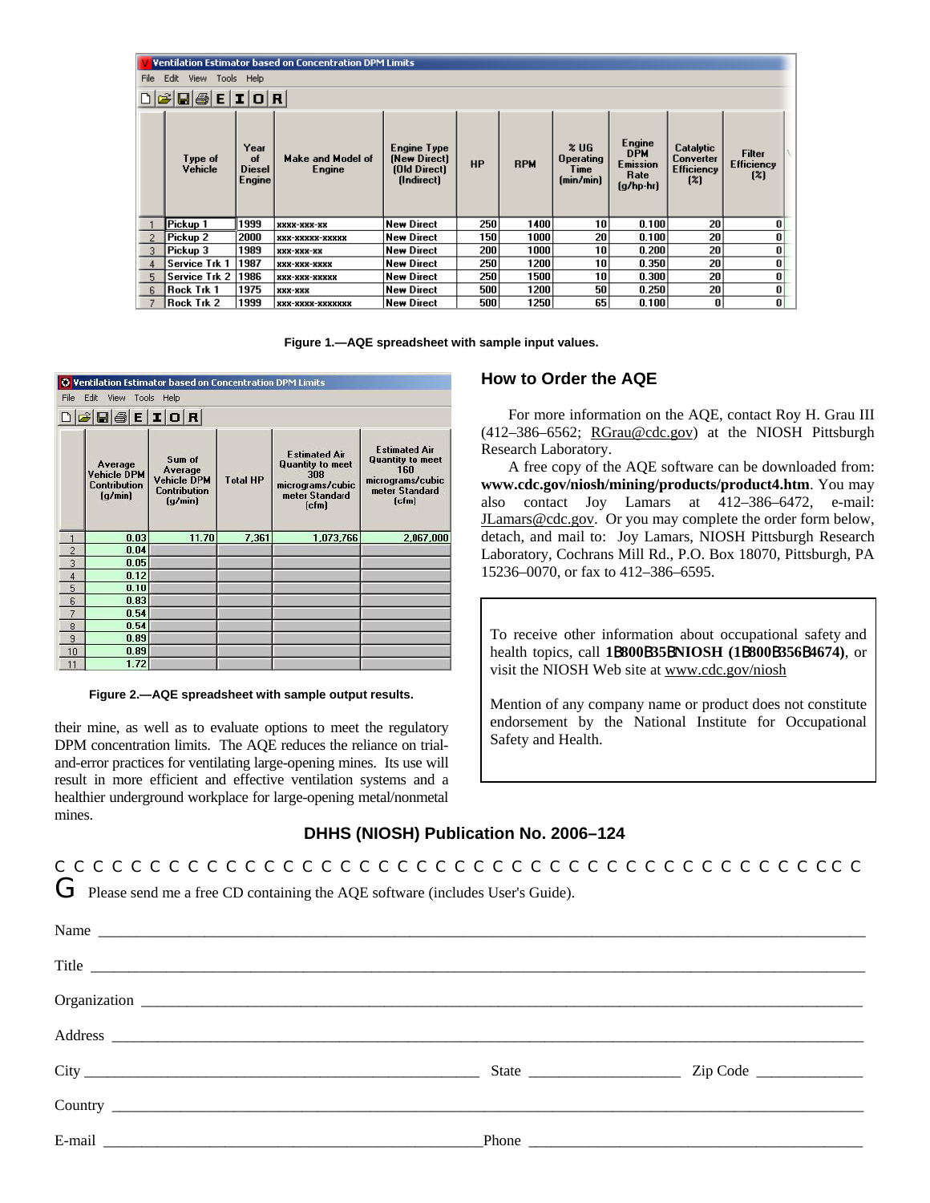Ventilation Estimator based on Concentration DPM Limits

| | Type of Vehicle | Year of Diesel Engine | Make and Model of Engine | Engine Type (New Direct) (Old Direct) (Indirect) | HP | RPM | % UG Operating Time (min/min) | Engine DPM Emission Rate (g/hp-hr) | Catalytic Converter Efficiency (%) | Filter Efficiency (%) |
|---|---|---|---|---|---|---|---|---|---|---|
| 1 | Pickup 1 | 1999 | xxxx-xxx-xx | New Direct | 250 | 1400 | 10 | 0.100 | 20 | 0 |
| 2 | Pickup 2 | 2000 | xxx-xxxxx-xxxxx | New Direct | 150 | 1000 | 20 | 0.100 | 20 | 0 |
| 3 | Pickup 3 | 1989 | xxx-xxx-xx | New Direct | 200 | 1000 | 10 | 0.200 | 20 | 0 |
| 4 | Service Trk 1 | 1987 | xxx-xxx-xxxx | New Direct | 250 | 1200 | 10 | 0.350 | 20 | 0 |
| 5 | Service Trk 2 | 1986 | xxx-xxx-xxxxx | New Direct | 250 | 1500 | 10 | 0.300 | 20 | 0 |
| 6 | Rock Trk 1 | 1975 | xxx-xxx | New Direct | 500 | 1200 | 50 | 0.250 | 20 | 0 |
| 7 | Rock Trk 2 | 1999 | xxx-xxxx-xxxxxxx | New Direct | 500 | 1250 | 65 | 0.100 | 0 | 0 |

**Figure 1.—AQE spreadsheet with sample input values.**

Ventilation Estimator based on Concentration DPM Limits

| | Average Vehicle DPM Contribution (g/min) | Sum of Average Vehicle DPM Contribution (g/min) | Total HP | Estimated Air Quantity to meet 308 micrograms/cubic meter Standard (cfm) | Estimated Air Quantity to meet 160 micrograms/cubic meter Standard (cfm) |
|---|---|---|---|---|---|
| 1 | 0.03 | 11.70 | 7,361 | 1,073,766 | 2,067,000 |
| 2 | 0.04 | | | | |
| 3 | 0.05 | | | | |
| 4 | 0.12 | | | | |
| 5 | 0.10 | | | | |
| 6 | 0.83 | | | | |
| 7 | 0.54 | | | | |
| 8 | 0.54 | | | | |
| 9 | 0.89 | | | | |
| 10 | 0.89 | | | | |
| 11 | 1.72 | | | | |

**Figure 2.—AQE spreadsheet with sample output results.**

their mine, as well as to evaluate options to meet the regulatory DPM concentration limits. The AQE reduces the reliance on trial-and-error practices for ventilating large-opening mines. Its use will result in more efficient and effective ventilation systems and a healthier underground workplace for large-opening metal/nonmetal mines.

## How to Order the AQE

For more information on the AQE, contact Roy H. Grau III (412–386–6562; RGrau@cdc.gov) at the NIOSH Pittsburgh Research Laboratory.

A free copy of the AQE software can be downloaded from: **www.cdc.gov/niosh/mining/products/product4.htm**. You may also contact Joy Lamars at 412–386–6472, e-mail: JLamars@cdc.gov. Or you may complete the order form below, detach, and mail to: Joy Lamars, NIOSH Pittsburgh Research Laboratory, Cochrans Mill Rd., P.O. Box 18070, Pittsburgh, PA 15236–0070, or fax to 412–386–6595.

To receive other information about occupational safety and health topics, call **1–800–35–NIOSH (1–800–356–4674)**, or visit the NIOSH Web site at www.cdc.gov/niosh

Mention of any company name or product does not constitute endorsement by the National Institute for Occupational Safety and Health.

**DHHS (NIOSH) Publication No. 2006–124**

☐ Please send me a free CD containing the AQE software (includes User's Guide).

Name ______________________________

Title ______________________________

Organization ______________________________

Address ______________________________

City ____________________ State ____________ Zip Code __________

Country ______________________________

E-mail ____________________ Phone ____________________